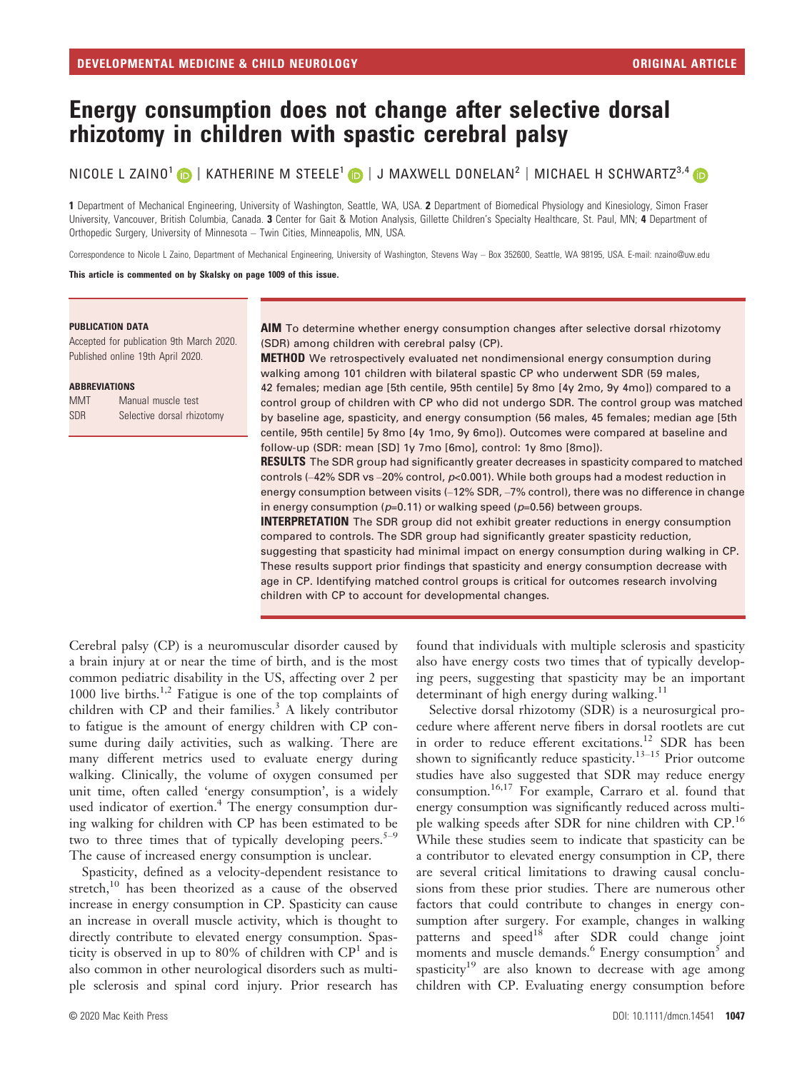DEVELOPMENTAL MEDICINE & CHILD NEUROLOGY — ORIGINAL ARTICLE

# Energy consumption does not change after selective dorsal rhizotomy in children with spastic cerebral palsy

NICOLE L ZAINO[1] | KATHERINE M STEELE[1] | J MAXWELL DONELAN[2] | MICHAEL H SCHWARTZ[3,4]

**1** Department of Mechanical Engineering, University of Washington, Seattle, WA, USA. **2** Department of Biomedical Physiology and Kinesiology, Simon Fraser University, Vancouver, British Columbia, Canada. **3** Center for Gait & Motion Analysis, Gillette Children's Specialty Healthcare, St. Paul, MN; **4** Department of Orthopedic Surgery, University of Minnesota – Twin Cities, Minneapolis, MN, USA.

Correspondence to Nicole L Zaino, Department of Mechanical Engineering, University of Washington, Stevens Way – Box 352600, Seattle, WA 98195, USA. E-mail: nzaino@uw.edu

**This article is commented on by Skalsky on page 1009 of this issue.**

**PUBLICATION DATA**

Accepted for publication 9th March 2020.
Published online 19th April 2020.

**ABBREVIATIONS**

| | |
|---|---|
| MMT | Manual muscle test |
| SDR | Selective dorsal rhizotomy |

**AIM** To determine whether energy consumption changes after selective dorsal rhizotomy (SDR) among children with cerebral palsy (CP).

**METHOD** We retrospectively evaluated net nondimensional energy consumption during walking among 101 children with bilateral spastic CP who underwent SDR (59 males, 42 females; median age [5th centile, 95th centile] 5y 8mo [4y 2mo, 9y 4mo]) compared to a control group of children with CP who did not undergo SDR. The control group was matched by baseline age, spasticity, and energy consumption (56 males, 45 females; median age [5th centile, 95th centile] 5y 8mo [4y 1mo, 9y 6mo]). Outcomes were compared at baseline and follow-up (SDR: mean [SD] 1y 7mo [6mo], control: 1y 8mo [8mo]).

**RESULTS** The SDR group had significantly greater decreases in spasticity compared to matched controls (–42% SDR vs –20% control, $p<0.001$). While both groups had a modest reduction in energy consumption between visits (–12% SDR, –7% control), there was no difference in change in energy consumption ($p=0.11$) or walking speed ($p=0.56$) between groups.

**INTERPRETATION** The SDR group did not exhibit greater reductions in energy consumption compared to controls. The SDR group had significantly greater spasticity reduction, suggesting that spasticity had minimal impact on energy consumption during walking in CP. These results support prior findings that spasticity and energy consumption decrease with age in CP. Identifying matched control groups is critical for outcomes research involving children with CP to account for developmental changes.

Cerebral palsy (CP) is a neuromuscular disorder caused by a brain injury at or near the time of birth, and is the most common pediatric disability in the US, affecting over 2 per 1000 live births.[1,2] Fatigue is one of the top complaints of children with CP and their families.[3] A likely contributor to fatigue is the amount of energy children with CP consume during daily activities, such as walking. There are many different metrics used to evaluate energy during walking. Clinically, the volume of oxygen consumed per unit time, often called 'energy consumption', is a widely used indicator of exertion.[4] The energy consumption during walking for children with CP has been estimated to be two to three times that of typically developing peers.[5–9] The cause of increased energy consumption is unclear.

Spasticity, defined as a velocity-dependent resistance to stretch,[10] has been theorized as a cause of the observed increase in energy consumption in CP. Spasticity can cause an increase in overall muscle activity, which is thought to directly contribute to elevated energy consumption. Spasticity is observed in up to 80% of children with CP[1] and is also common in other neurological disorders such as multiple sclerosis and spinal cord injury. Prior research has found that individuals with multiple sclerosis and spasticity also have energy costs two times that of typically developing peers, suggesting that spasticity may be an important determinant of high energy during walking.[11]

Selective dorsal rhizotomy (SDR) is a neurosurgical procedure where afferent nerve fibers in dorsal rootlets are cut in order to reduce efferent excitations.[12] SDR has been shown to significantly reduce spasticity.[13–15] Prior outcome studies have also suggested that SDR may reduce energy consumption.[16,17] For example, Carraro et al. found that energy consumption was significantly reduced across multiple walking speeds after SDR for nine children with CP.[16] While these studies seem to indicate that spasticity can be a contributor to elevated energy consumption in CP, there are several critical limitations to drawing causal conclusions from these prior studies. There are numerous other factors that could contribute to changes in energy consumption after surgery. For example, changes in walking patterns and speed[18] after SDR could change joint moments and muscle demands.[6] Energy consumption[5] and spasticity[19] are also known to decrease with age among children with CP. Evaluating energy consumption before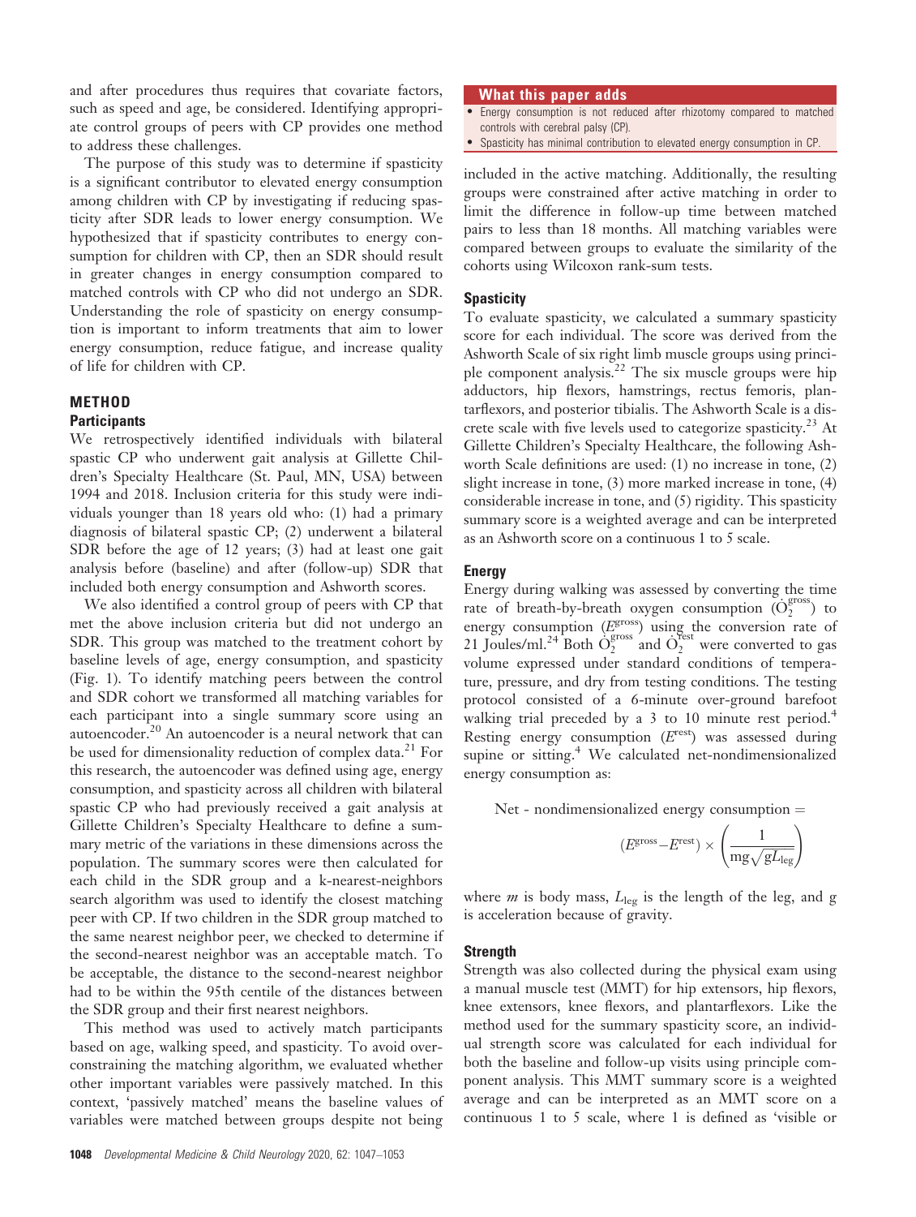and after procedures thus requires that covariate factors, such as speed and age, be considered. Identifying appropriate control groups of peers with CP provides one method to address these challenges.

The purpose of this study was to determine if spasticity is a significant contributor to elevated energy consumption among children with CP by investigating if reducing spasticity after SDR leads to lower energy consumption. We hypothesized that if spasticity contributes to energy consumption for children with CP, then an SDR should result in greater changes in energy consumption compared to matched controls with CP who did not undergo an SDR. Understanding the role of spasticity on energy consumption is important to inform treatments that aim to lower energy consumption, reduce fatigue, and increase quality of life for children with CP.

## METHOD

### Participants

We retrospectively identified individuals with bilateral spastic CP who underwent gait analysis at Gillette Children's Specialty Healthcare (St. Paul, MN, USA) between 1994 and 2018. Inclusion criteria for this study were individuals younger than 18 years old who: (1) had a primary diagnosis of bilateral spastic CP; (2) underwent a bilateral SDR before the age of 12 years; (3) had at least one gait analysis before (baseline) and after (follow-up) SDR that included both energy consumption and Ashworth scores.

We also identified a control group of peers with CP that met the above inclusion criteria but did not undergo an SDR. This group was matched to the treatment cohort by baseline levels of age, energy consumption, and spasticity (Fig. 1). To identify matching peers between the control and SDR cohort we transformed all matching variables for each participant into a single summary score using an autoencoder.[20] An autoencoder is a neural network that can be used for dimensionality reduction of complex data.[21] For this research, the autoencoder was defined using age, energy consumption, and spasticity across all children with bilateral spastic CP who had previously received a gait analysis at Gillette Children's Specialty Healthcare to define a summary metric of the variations in these dimensions across the population. The summary scores were then calculated for each child in the SDR group and a k-nearest-neighbors search algorithm was used to identify the closest matching peer with CP. If two children in the SDR group matched to the same nearest neighbor peer, we checked to determine if the second-nearest neighbor was an acceptable match. To be acceptable, the distance to the second-nearest neighbor had to be within the 95th centile of the distances between the SDR group and their first nearest neighbors.

This method was used to actively match participants based on age, walking speed, and spasticity. To avoid over-constraining the matching algorithm, we evaluated whether other important variables were passively matched. In this context, 'passively matched' means the baseline values of variables were matched between groups despite not being included in the active matching. Additionally, the resulting groups were constrained after active matching in order to limit the difference in follow-up time between matched pairs to less than 18 months. All matching variables were compared between groups to evaluate the similarity of the cohorts using Wilcoxon rank-sum tests.

**What this paper adds**

- Energy consumption is not reduced after rhizotomy compared to matched controls with cerebral palsy (CP).
- Spasticity has minimal contribution to elevated energy consumption in CP.

### Spasticity

To evaluate spasticity, we calculated a summary spasticity score for each individual. The score was derived from the Ashworth Scale of six right limb muscle groups using principle component analysis.[22] The six muscle groups were hip adductors, hip flexors, hamstrings, rectus femoris, plantarflexors, and posterior tibialis. The Ashworth Scale is a discrete scale with five levels used to categorize spasticity.[23] At Gillette Children's Specialty Healthcare, the following Ashworth Scale definitions are used: (1) no increase in tone, (2) slight increase in tone, (3) more marked increase in tone, (4) considerable increase in tone, and (5) rigidity. This spasticity summary score is a weighted average and can be interpreted as an Ashworth score on a continuous 1 to 5 scale.

### Energy

Energy during walking was assessed by converting the time rate of breath-by-breath oxygen consumption ($\dot{O}_2^{gross}$) to energy consumption ($E^{gross}$) using the conversion rate of 21 Joules/ml.[24] Both $\dot{O}_2^{gross}$ and $\dot{O}_2^{rest}$ were converted to gas volume expressed under standard conditions of temperature, pressure, and dry from testing conditions. The testing protocol consisted of a 6-minute over-ground barefoot walking trial preceded by a 3 to 10 minute rest period.[4] Resting energy consumption ($E^{rest}$) was assessed during supine or sitting.[4] We calculated net-nondimensionalized energy consumption as:

$$\text{Net - nondimensionalized energy consumption} = (E^{gross} - E^{rest}) \times \left(\frac{1}{mg\sqrt{gL_{leg}}}\right)$$

where $m$ is body mass, $L_{leg}$ is the length of the leg, and g is acceleration because of gravity.

### Strength

Strength was also collected during the physical exam using a manual muscle test (MMT) for hip extensors, hip flexors, knee extensors, knee flexors, and plantarflexors. Like the method used for the summary spasticity score, an individual strength score was calculated for each individual for both the baseline and follow-up visits using principle component analysis. This MMT summary score is a weighted average and can be interpreted as an MMT score on a continuous 1 to 5 scale, where 1 is defined as 'visible or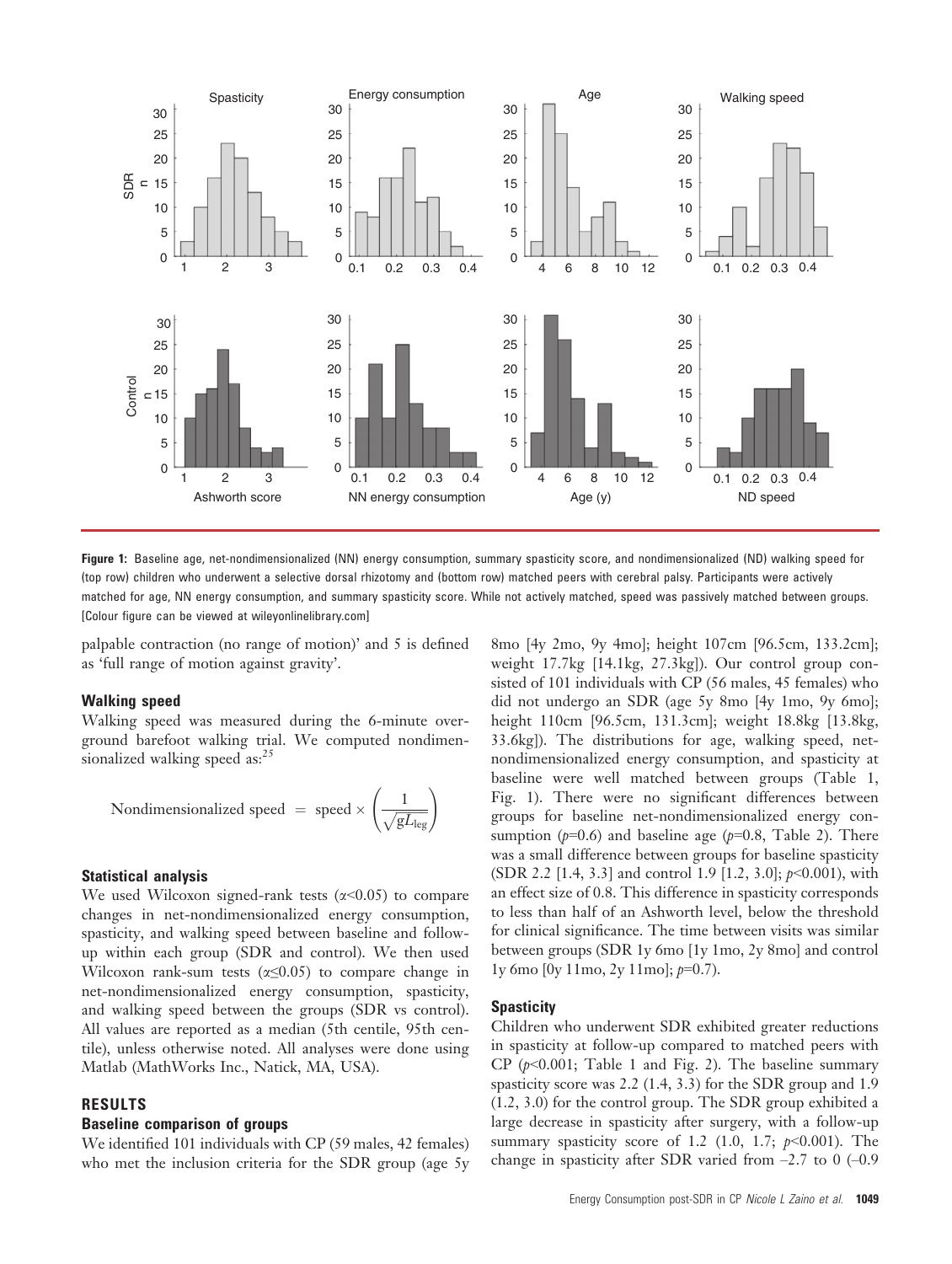Figure 1: Baseline age, net-nondimensionalized (NN) energy consumption, summary spasticity score, and nondimensionalized (ND) walking speed for (top row) children who underwent a selective dorsal rhizotomy and (bottom row) matched peers with cerebral palsy. Participants were actively matched for age, NN energy consumption, and summary spasticity score. While not actively matched, speed was passively matched between groups. [Colour figure can be viewed at wileyonlinelibrary.com]

palpable contraction (no range of motion)' and 5 is defined as 'full range of motion against gravity'.

### Walking speed

Walking speed was measured during the 6-minute overground barefoot walking trial. We computed nondimensionalized walking speed as:[25]

$$\text{Nondimensionalized speed} = \text{speed} \times \left( \frac{1}{\sqrt{gL_{\text{leg}}}} \right)$$

### Statistical analysis

We used Wilcoxon signed-rank tests ($\alpha$<0.05) to compare changes in net-nondimensionalized energy consumption, spasticity, and walking speed between baseline and follow-up within each group (SDR and control). We then used Wilcoxon rank-sum tests ($\alpha \leq 0.05$) to compare change in net-nondimensionalized energy consumption, spasticity, and walking speed between the groups (SDR vs control). All values are reported as a median (5th centile, 95th centile), unless otherwise noted. All analyses were done using Matlab (MathWorks Inc., Natick, MA, USA).

## RESULTS

### Baseline comparison of groups

We identified 101 individuals with CP (59 males, 42 females) who met the inclusion criteria for the SDR group (age 5y 8mo [4y 2mo, 9y 4mo]; height 107cm [96.5cm, 133.2cm]; weight 17.7kg [14.1kg, 27.3kg]). Our control group consisted of 101 individuals with CP (56 males, 45 females) who did not undergo an SDR (age 5y 8mo [4y 1mo, 9y 6mo]; height 110cm [96.5cm, 131.3cm]; weight 18.8kg [13.8kg, 33.6kg]). The distributions for age, walking speed, net-nondimensionalized energy consumption, and spasticity at baseline were well matched between groups (Table 1, Fig. 1). There were no significant differences between groups for baseline net-nondimensionalized energy consumption ($p$=0.6) and baseline age ($p$=0.8, Table 2). There was a small difference between groups for baseline spasticity (SDR 2.2 [1.4, 3.3] and control 1.9 [1.2, 3.0]; $p$<0.001), with an effect size of 0.8. This difference in spasticity corresponds to less than half of an Ashworth level, below the threshold for clinical significance. The time between visits was similar between groups (SDR 1y 6mo [1y 1mo, 2y 8mo] and control 1y 6mo [0y 11mo, 2y 11mo]; $p$=0.7).

### Spasticity

Children who underwent SDR exhibited greater reductions in spasticity at follow-up compared to matched peers with CP ($p$<0.001; Table 1 and Fig. 2). The baseline summary spasticity score was 2.2 (1.4, 3.3) for the SDR group and 1.9 (1.2, 3.0) for the control group. The SDR group exhibited a large decrease in spasticity after surgery, with a follow-up summary spasticity score of 1.2 (1.0, 1.7; $p$<0.001). The change in spasticity after SDR varied from –2.7 to 0 (–0.9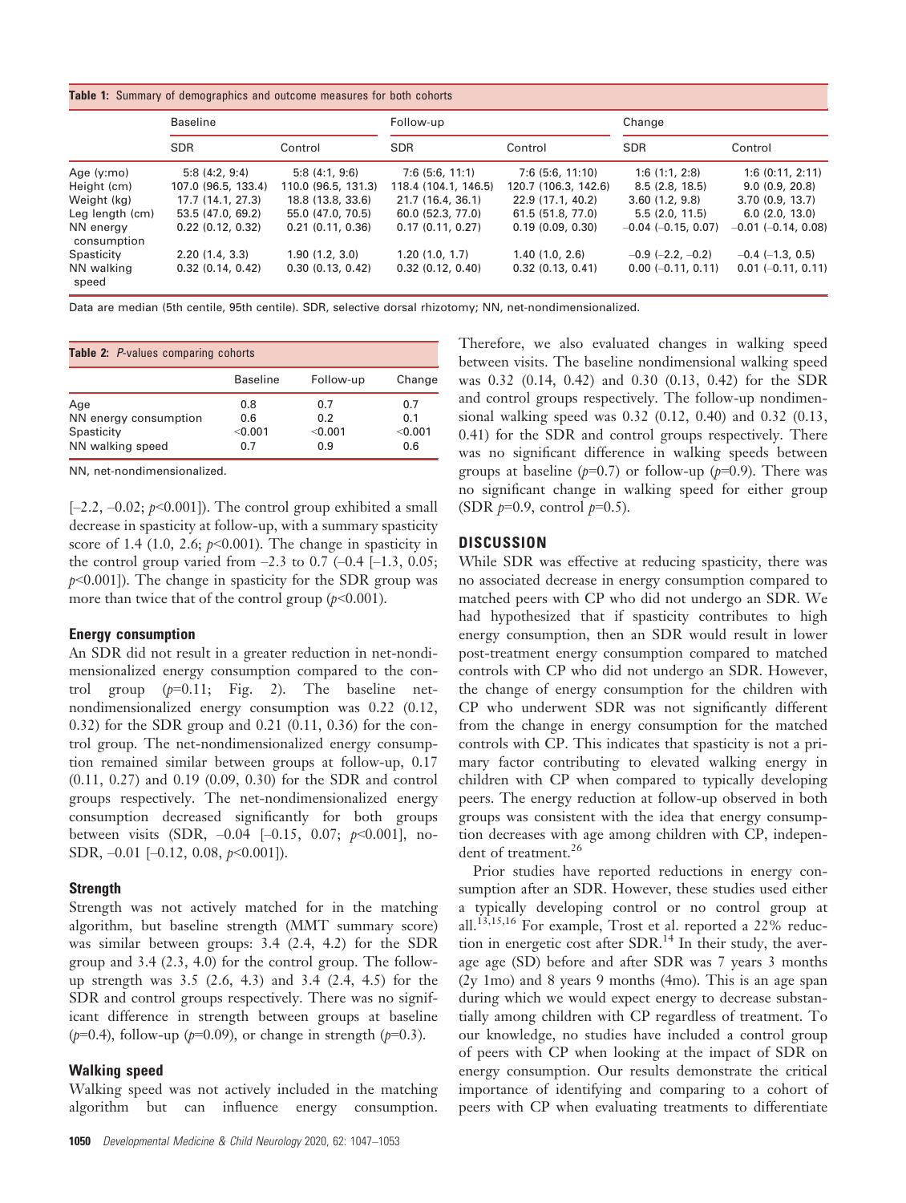**Table 1:** Summary of demographics and outcome measures for both cohorts

| | Baseline | | Follow-up | | Change | |
|---|---|---|---|---|---|---|
| | SDR | Control | SDR | Control | SDR | Control |
| Age (y:mo) | 5:8 (4:2, 9:4) | 5:8 (4:1, 9:6) | 7:6 (5:6, 11:1) | 7:6 (5:6, 11:10) | 1:6 (1:1, 2:8) | 1:6 (0:11, 2:11) |
| Height (cm) | 107.0 (96.5, 133.4) | 110.0 (96.5, 131.3) | 118.4 (104.1, 146.5) | 120.7 (106.3, 142.6) | 8.5 (2.8, 18.5) | 9.0 (0.9, 20.8) |
| Weight (kg) | 17.7 (14.1, 27.3) | 18.8 (13.8, 33.6) | 21.7 (16.4, 36.1) | 22.9 (17.1, 40.2) | 3.60 (1.2, 9.8) | 3.70 (0.9, 13.7) |
| Leg length (cm) | 53.5 (47.0, 69.2) | 55.0 (47.0, 70.5) | 60.0 (52.3, 77.0) | 61.5 (51.8, 77.0) | 5.5 (2.0, 11.5) | 6.0 (2.0, 13.0) |
| NN energy consumption | 0.22 (0.12, 0.32) | 0.21 (0.11, 0.36) | 0.17 (0.11, 0.27) | 0.19 (0.09, 0.30) | –0.04 (–0.15, 0.07) | –0.01 (–0.14, 0.08) |
| Spasticity | 2.20 (1.4, 3.3) | 1.90 (1.2, 3.0) | 1.20 (1.0, 1.7) | 1.40 (1.0, 2.6) | –0.9 (–2.2, –0.2) | –0.4 (–1.3, 0.5) |
| NN walking speed | 0.32 (0.14, 0.42) | 0.30 (0.13, 0.42) | 0.32 (0.12, 0.40) | 0.32 (0.13, 0.41) | 0.00 (–0.11, 0.11) | 0.01 (–0.11, 0.11) |

Data are median (5th centile, 95th centile). SDR, selective dorsal rhizotomy; NN, net-nondimensionalized.

**Table 2:** *P*-values comparing cohorts

| | Baseline | Follow-up | Change |
|---|---|---|---|
| Age | 0.8 | 0.7 | 0.7 |
| NN energy consumption | 0.6 | 0.2 | 0.1 |
| Spasticity | <0.001 | <0.001 | <0.001 |
| NN walking speed | 0.7 | 0.9 | 0.6 |

NN, net-nondimensionalized.

[–2.2, –0.02; $p$<0.001]). The control group exhibited a small decrease in spasticity at follow-up, with a summary spasticity score of 1.4 (1.0, 2.6; $p$<0.001). The change in spasticity in the control group varied from –2.3 to 0.7 (–0.4 [–1.3, 0.05; $p$<0.001]). The change in spasticity for the SDR group was more than twice that of the control group ($p$<0.001).

### Energy consumption

An SDR did not result in a greater reduction in net-nondimensionalized energy consumption compared to the control group ($p$=0.11; Fig. 2). The baseline net-nondimensionalized energy consumption was 0.22 (0.12, 0.32) for the SDR group and 0.21 (0.11, 0.36) for the control group. The net-nondimensionalized energy consumption remained similar between groups at follow-up, 0.17 (0.11, 0.27) and 0.19 (0.09, 0.30) for the SDR and control groups respectively. The net-nondimensionalized energy consumption decreased significantly for both groups between visits (SDR, –0.04 [–0.15, 0.07; $p$<0.001], no-SDR, –0.01 [–0.12, 0.08, $p$<0.001]).

### Strength

Strength was not actively matched for in the matching algorithm, but baseline strength (MMT summary score) was similar between groups: 3.4 (2.4, 4.2) for the SDR group and 3.4 (2.3, 4.0) for the control group. The follow-up strength was 3.5 (2.6, 4.3) and 3.4 (2.4, 4.5) for the SDR and control groups respectively. There was no significant difference in strength between groups at baseline ($p$=0.4), follow-up ($p$=0.09), or change in strength ($p$=0.3).

### Walking speed

Walking speed was not actively included in the matching algorithm but can influence energy consumption. Therefore, we also evaluated changes in walking speed between visits. The baseline nondimensional walking speed was 0.32 (0.14, 0.42) and 0.30 (0.13, 0.42) for the SDR and control groups respectively. The follow-up nondimensional walking speed was 0.32 (0.12, 0.40) and 0.32 (0.13, 0.41) for the SDR and control groups respectively. There was no significant difference in walking speeds between groups at baseline ($p$=0.7) or follow-up ($p$=0.9). There was no significant change in walking speed for either group (SDR $p$=0.9, control $p$=0.5).

## DISCUSSION

While SDR was effective at reducing spasticity, there was no associated decrease in energy consumption compared to matched peers with CP who did not undergo an SDR. We had hypothesized that if spasticity contributes to high energy consumption, then an SDR would result in lower post-treatment energy consumption compared to matched controls with CP who did not undergo an SDR. However, the change of energy consumption for the children with CP who underwent SDR was not significantly different from the change in energy consumption for the matched controls with CP. This indicates that spasticity is not a primary factor contributing to elevated walking energy in children with CP when compared to typically developing peers. The energy reduction at follow-up observed in both groups was consistent with the idea that energy consumption decreases with age among children with CP, independent of treatment.[26]

Prior studies have reported reductions in energy consumption after an SDR. However, these studies used either a typically developing control or no control group at all.[13,15,16] For example, Trost et al. reported a 22% reduction in energetic cost after SDR.[14] In their study, the average age (SD) before and after SDR was 7 years 3 months (2y 1mo) and 8 years 9 months (4mo). This is an age span during which we would expect energy to decrease substantially among children with CP regardless of treatment. To our knowledge, no studies have included a control group of peers with CP when looking at the impact of SDR on energy consumption. Our results demonstrate the critical importance of identifying and comparing to a cohort of peers with CP when evaluating treatments to differentiate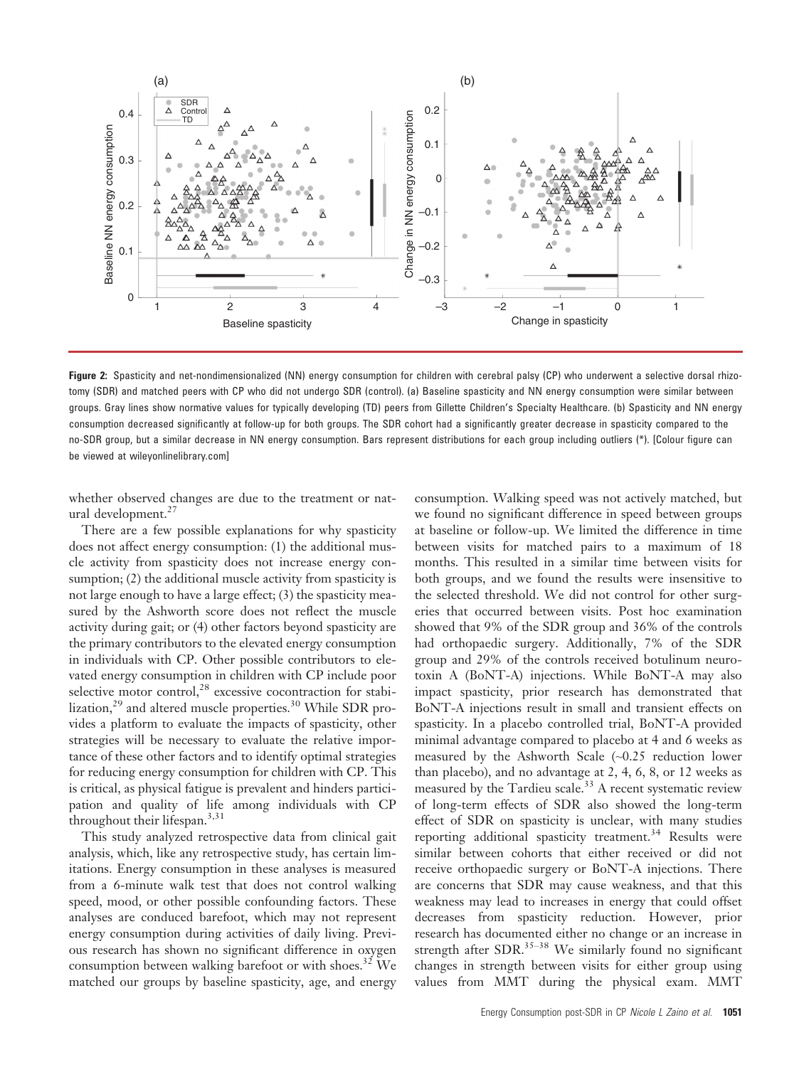**Figure 2:** Spasticity and net-nondimensionalized (NN) energy consumption for children with cerebral palsy (CP) who underwent a selective dorsal rhizotomy (SDR) and matched peers with CP who did not undergo SDR (control). (a) Baseline spasticity and NN energy consumption were similar between groups. Gray lines show normative values for typically developing (TD) peers from Gillette Children's Specialty Healthcare. (b) Spasticity and NN energy consumption decreased significantly at follow-up for both groups. The SDR cohort had a significantly greater decrease in spasticity compared to the no-SDR group, but a similar decrease in NN energy consumption. Bars represent distributions for each group including outliers (*). [Colour figure can be viewed at wileyonlinelibrary.com]

whether observed changes are due to the treatment or natural development.[27]

There are a few possible explanations for why spasticity does not affect energy consumption: (1) the additional muscle activity from spasticity does not increase energy consumption; (2) the additional muscle activity from spasticity is not large enough to have a large effect; (3) the spasticity measured by the Ashworth score does not reflect the muscle activity during gait; or (4) other factors beyond spasticity are the primary contributors to the elevated energy consumption in individuals with CP. Other possible contributors to elevated energy consumption in children with CP include poor selective motor control,[28] excessive cocontraction for stabilization,[29] and altered muscle properties.[30] While SDR provides a platform to evaluate the impacts of spasticity, other strategies will be necessary to evaluate the relative importance of these other factors and to identify optimal strategies for reducing energy consumption for children with CP. This is critical, as physical fatigue is prevalent and hinders participation and quality of life among individuals with CP throughout their lifespan.[3,31]

This study analyzed retrospective data from clinical gait analysis, which, like any retrospective study, has certain limitations. Energy consumption in these analyses is measured from a 6-minute walk test that does not control walking speed, mood, or other possible confounding factors. These analyses are conduced barefoot, which may not represent energy consumption during activities of daily living. Previous research has shown no significant difference in oxygen consumption between walking barefoot or with shoes.[32] We matched our groups by baseline spasticity, age, and energy consumption. Walking speed was not actively matched, but we found no significant difference in speed between groups at baseline or follow-up. We limited the difference in time between visits for matched pairs to a maximum of 18 months. This resulted in a similar time between visits for both groups, and we found the results were insensitive to the selected threshold. We did not control for other surgeries that occurred between visits. Post hoc examination showed that 9% of the SDR group and 36% of the controls had orthopaedic surgery. Additionally, 7% of the SDR group and 29% of the controls received botulinum neurotoxin A (BoNT-A) injections. While BoNT-A may also impact spasticity, prior research has demonstrated that BoNT-A injections result in small and transient effects on spasticity. In a placebo controlled trial, BoNT-A provided minimal advantage compared to placebo at 4 and 6 weeks as measured by the Ashworth Scale (~0.25 reduction lower than placebo), and no advantage at 2, 4, 6, 8, or 12 weeks as measured by the Tardieu scale.[33] A recent systematic review of long-term effects of SDR also showed the long-term effect of SDR on spasticity is unclear, with many studies reporting additional spasticity treatment.[34] Results were similar between cohorts that either received or did not receive orthopaedic surgery or BoNT-A injections. There are concerns that SDR may cause weakness, and that this weakness may lead to increases in energy that could offset decreases from spasticity reduction. However, prior research has documented either no change or an increase in strength after SDR.[35–38] We similarly found no significant changes in strength between visits for either group using values from MMT during the physical exam. MMT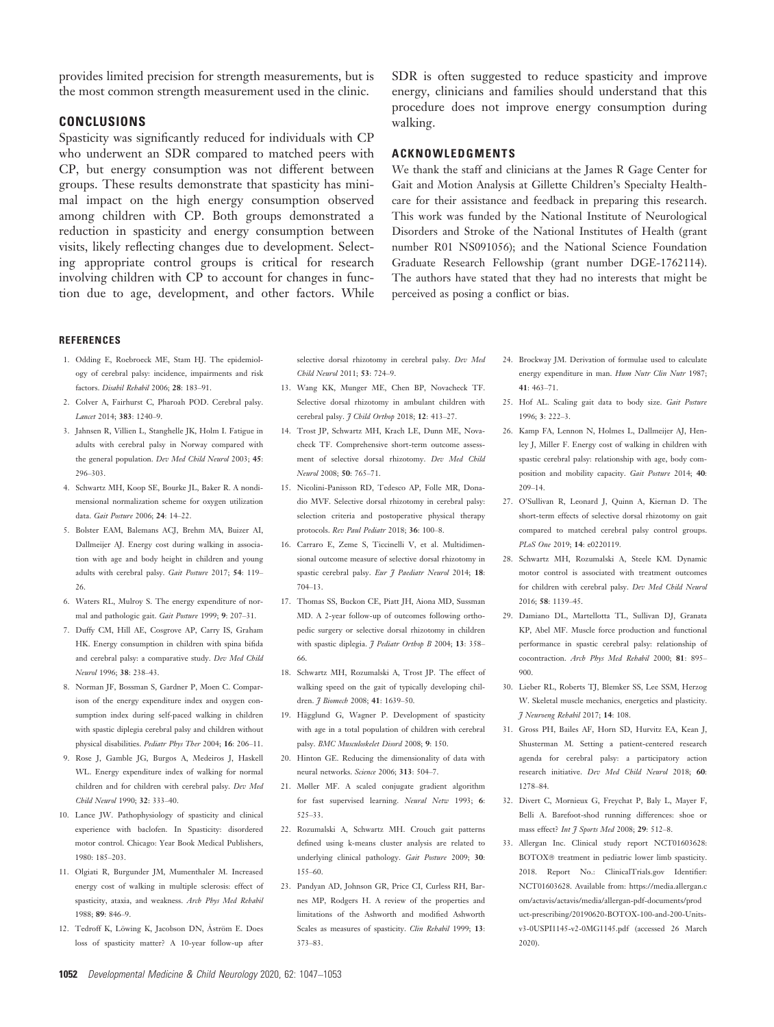provides limited precision for strength measurements, but is the most common strength measurement used in the clinic.

## CONCLUSIONS

Spasticity was significantly reduced for individuals with CP who underwent an SDR compared to matched peers with CP, but energy consumption was not different between groups. These results demonstrate that spasticity has minimal impact on the high energy consumption observed among children with CP. Both groups demonstrated a reduction in spasticity and energy consumption between visits, likely reflecting changes due to development. Selecting appropriate control groups is critical for research involving children with CP to account for changes in function due to age, development, and other factors. While SDR is often suggested to reduce spasticity and improve energy, clinicians and families should understand that this procedure does not improve energy consumption during walking.

## ACKNOWLEDGMENTS

We thank the staff and clinicians at the James R Gage Center for Gait and Motion Analysis at Gillette Children's Specialty Healthcare for their assistance and feedback in preparing this research. This work was funded by the National Institute of Neurological Disorders and Stroke of the National Institutes of Health (grant number R01 NS091056); and the National Science Foundation Graduate Research Fellowship (grant number DGE-1762114). The authors have stated that they had no interests that might be perceived as posing a conflict or bias.

## REFERENCES

1. Odding E, Roebroeck ME, Stam HJ. The epidemiology of cerebral palsy: incidence, impairments and risk factors. *Disabil Rehabil* 2006; **28**: 183–91.
2. Colver A, Fairhurst C, Pharoah POD. Cerebral palsy. *Lancet* 2014; **383**: 1240–9.
3. Jahnsen R, Villien L, Stanghelle JK, Holm I. Fatigue in adults with cerebral palsy in Norway compared with the general population. *Dev Med Child Neurol* 2003; **45**: 296–303.
4. Schwartz MH, Koop SE, Bourke JL, Baker R. A nondimensional normalization scheme for oxygen utilization data. *Gait Posture* 2006; **24**: 14–22.
5. Bolster EAM, Balemans ACJ, Brehm MA, Buizer AI, Dallmeijer AJ. Energy cost during walking in association with age and body height in children and young adults with cerebral palsy. *Gait Posture* 2017; **54**: 119–26.
6. Waters RL, Mulroy S. The energy expenditure of normal and pathologic gait. *Gait Posture* 1999; **9**: 207–31.
7. Duffy CM, Hill AE, Cosgrove AP, Carry IS, Graham HK. Energy consumption in children with spina bifida and cerebral palsy: a comparative study. *Dev Med Child Neurol* 1996; **38**: 238–43.
8. Norman JF, Bossman S, Gardner P, Moen C. Comparison of the energy expenditure index and oxygen consumption index during self-paced walking in children with spastic diplegia cerebral palsy and children without physical disabilities. *Pediatr Phys Ther* 2004; **16**: 206–11.
9. Rose J, Gamble JG, Burgos A, Medeiros J, Haskell WL. Energy expenditure index of walking for normal children and for children with cerebral palsy. *Dev Med Child Neurol* 1990; **32**: 333–40.
10. Lance JW. Pathophysiology of spasticity and clinical experience with baclofen. In Spasticity: disordered motor control. Chicago: Year Book Medical Publishers, 1980: 185–203.
11. Olgiati R, Burgunder JM, Mumenthaler M. Increased energy cost of walking in multiple sclerosis: effect of spasticity, ataxia, and weakness. *Arch Phys Med Rehabil* 1988; **89**: 846–9.
12. Tedroff K, Löwing K, Jacobson DN, Åström E. Does loss of spasticity matter? A 10-year follow-up after selective dorsal rhizotomy in cerebral palsy. *Dev Med Child Neurol* 2011; **53**: 724–9.
13. Wang KK, Munger ME, Chen BP, Novacheck TF. Selective dorsal rhizotomy in ambulant children with cerebral palsy. *J Child Orthop* 2018; **12**: 413–27.
14. Trost JP, Schwartz MH, Krach LE, Dunn ME, Novacheck TF. Comprehensive short-term outcome assessment of selective dorsal rhizotomy. *Dev Med Child Neurol* 2008; **50**: 765–71.
15. Nicolini-Panisson RD, Tedesco AP, Folle MR, Donadio MVF. Selective dorsal rhizotomy in cerebral palsy: selection criteria and postoperative physical therapy protocols. *Rev Paul Pediatr* 2018; **36**: 100–8.
16. Carraro E, Zeme S, Ticcinelli V, et al. Multidimensional outcome measure of selective dorsal rhizotomy in spastic cerebral palsy. *Eur J Paediatr Neurol* 2014; **18**: 704–13.
17. Thomas SS, Buckon CE, Piatt JH, Aiona MD, Sussman MD. A 2-year follow-up of outcomes following orthopedic surgery or selective dorsal rhizotomy in children with spastic diplegia. *J Pediatr Orthop B* 2004; **13**: 358–66.
18. Schwartz MH, Rozumalski A, Trost JP. The effect of walking speed on the gait of typically developing children. *J Biomech* 2008; **41**: 1639–50.
19. Hägglund G, Wagner P. Development of spasticity with age in a total population of children with cerebral palsy. *BMC Musculoskelet Disord* 2008; **9**: 150.
20. Hinton GE. Reducing the dimensionality of data with neural networks. *Science* 2006; **313**: 504–7.
21. Møller MF. A scaled conjugate gradient algorithm for fast supervised learning. *Neural Netw* 1993; **6**: 525–33.
22. Rozumalski A, Schwartz MH. Crouch gait patterns defined using k-means cluster analysis are related to underlying clinical pathology. *Gait Posture* 2009; **30**: 155–60.
23. Pandyan AD, Johnson GR, Price CI, Curless RH, Barnes MP, Rodgers H. A review of the properties and limitations of the Ashworth and modified Ashworth Scales as measures of spasticity. *Clin Rehabil* 1999; **13**: 373–83.
24. Brockway JM. Derivation of formulae used to calculate energy expenditure in man. *Hum Nutr Clin Nutr* 1987; **41**: 463–71.
25. Hof AL. Scaling gait data to body size. *Gait Posture* 1996; **3**: 222–3.
26. Kamp FA, Lennon N, Holmes L, Dallmeijer AJ, Henley J, Miller F. Energy cost of walking in children with spastic cerebral palsy: relationship with age, body composition and mobility capacity. *Gait Posture* 2014; **40**: 209–14.
27. O'Sullivan R, Leonard J, Quinn A, Kiernan D. The short-term effects of selective dorsal rhizotomy on gait compared to matched cerebral palsy control groups. *PLoS One* 2019; **14**: e0220119.
28. Schwartz MH, Rozumalski A, Steele KM. Dynamic motor control is associated with treatment outcomes for children with cerebral palsy. *Dev Med Child Neurol* 2016; **58**: 1139–45.
29. Damiano DL, Martellotta TL, Sullivan DJ, Granata KP, Abel MF. Muscle force production and functional performance in spastic cerebral palsy: relationship of cocontraction. *Arch Phys Med Rehabil* 2000; **81**: 895–900.
30. Lieber RL, Roberts TJ, Blemker SS, Lee SSM, Herzog W. Skeletal muscle mechanics, energetics and plasticity. *J Neuroeng Rehabil* 2017; **14**: 108.
31. Gross PH, Bailes AF, Horn SD, Hurvitz EA, Kean J, Shusterman M. Setting a patient-centered research agenda for cerebral palsy: a participatory action research initiative. *Dev Med Child Neurol* 2018; **60**: 1278–84.
32. Divert C, Mornieux G, Freychat P, Baly L, Mayer F, Belli A. Barefoot-shod running differences: shoe or mass effect? *Int J Sports Med* 2008; **29**: 512–8.
33. Allergan Inc. Clinical study report NCT01603628: BOTOX® treatment in pediatric lower limb spasticity. 2018. Report No.: ClinicalTrials.gov Identifier: NCT01603628. Available from: https://media.allergan.com/actavis/actavis/media/allergan-pdf-documents/product-prescribing/20190620-BOTOX-100-and-200-Units-v3-0USPI1145-v2-0MG1145.pdf (accessed 26 March 2020).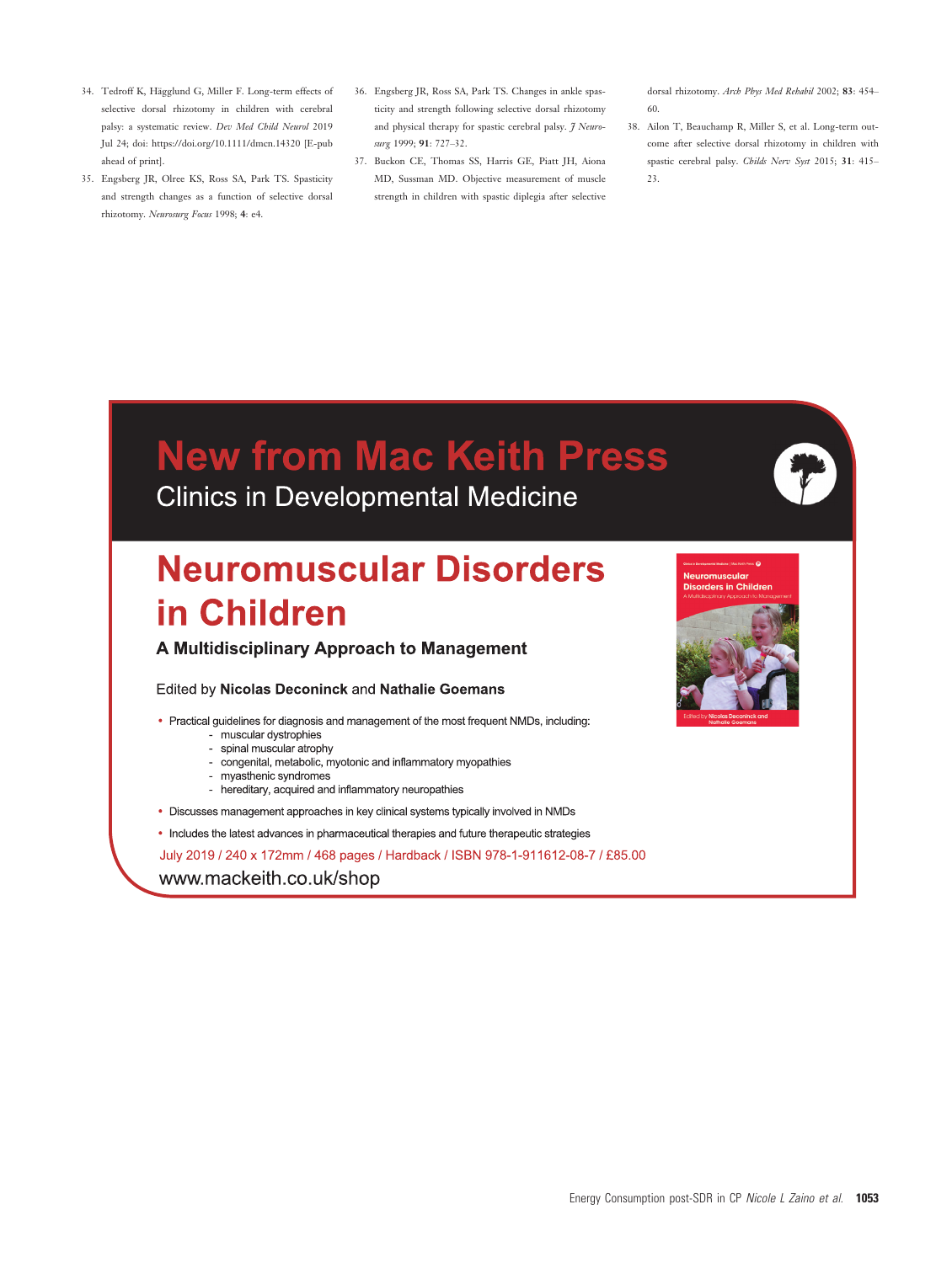34. Tedroff K, Hägglund G, Miller F. Long-term effects of selective dorsal rhizotomy in children with cerebral palsy: a systematic review. *Dev Med Child Neurol* 2019 Jul 24; doi: https://doi.org/10.1111/dmcn.14320 [E-pub ahead of print].
35. Engsberg JR, Olree KS, Ross SA, Park TS. Spasticity and strength changes as a function of selective dorsal rhizotomy. *Neurosurg Focus* 1998; **4**: e4.
36. Engsberg JR, Ross SA, Park TS. Changes in ankle spasticity and strength following selective dorsal rhizotomy and physical therapy for spastic cerebral palsy. *J Neurosurg* 1999; **91**: 727–32.
37. Buckon CE, Thomas SS, Harris GE, Piatt JH, Aiona MD, Sussman MD. Objective measurement of muscle strength in children with spastic diplegia after selective dorsal rhizotomy. *Arch Phys Med Rehabil* 2002; **83**: 454–60.
38. Ailon T, Beauchamp R, Miller S, et al. Long-term outcome after selective dorsal rhizotomy in children with spastic cerebral palsy. *Childs Nerv Syst* 2015; **31**: 415–23.

# New from Mac Keith Press

Clinics in Developmental Medicine

## Neuromuscular Disorders in Children

### A Multidisciplinary Approach to Management

Edited by **Nicolas Deconinck** and **Nathalie Goemans**

- Practical guidelines for diagnosis and management of the most frequent NMDs, including:
  - muscular dystrophies
  - spinal muscular atrophy
  - congenital, metabolic, myotonic and inflammatory myopathies
  - myasthenic syndromes
  - hereditary, acquired and inflammatory neuropathies
- Discusses management approaches in key clinical systems typically involved in NMDs
- Includes the latest advances in pharmaceutical therapies and future therapeutic strategies

July 2019 / 240 x 172mm / 468 pages / Hardback / ISBN 978-1-911612-08-7 / £85.00

www.mackeith.co.uk/shop